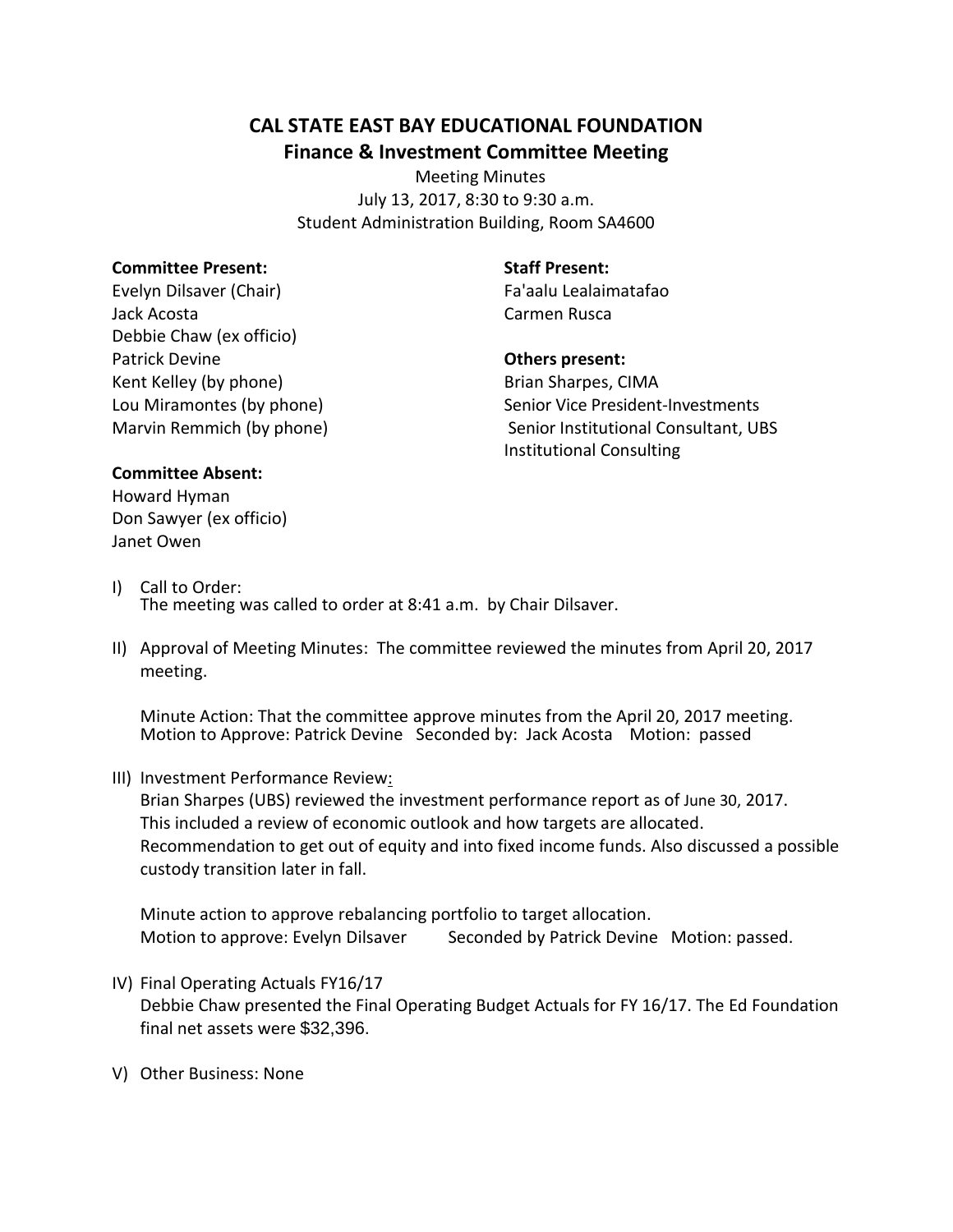# CAL STATE EAST BAY EDUCATIONAL FOUNDATION

## Finance & Investment Committee Meeting

Meeting Minutes
July 13, 2017, 8:30 to 9:30 a.m.
Student Administration Building, Room SA4600

**Committee Present:**
Evelyn Dilsaver (Chair)
Jack Acosta
Debbie Chaw (ex officio)
Patrick Devine
Kent Kelley (by phone)
Lou Miramontes (by phone)
Marvin Remmich (by phone)

**Committee Absent:**
Howard Hyman
Don Sawyer (ex officio)
Janet Owen

**Staff Present:**
Fa'aalu Lealaimatafao
Carmen Rusca

**Others present:**
Brian Sharpes, CIMA
Senior Vice President-Investments
Senior Institutional Consultant, UBS Institutional Consulting

I) Call to Order:
The meeting was called to order at 8:41 a.m. by Chair Dilsaver.

II) Approval of Meeting Minutes: The committee reviewed the minutes from April 20, 2017 meeting.

Minute Action: That the committee approve minutes from the April 20, 2017 meeting.
Motion to Approve: Patrick Devine Seconded by: Jack Acosta Motion: passed

III) Investment Performance Review:
Brian Sharpes (UBS) reviewed the investment performance report as of June 30, 2017. This included a review of economic outlook and how targets are allocated. Recommendation to get out of equity and into fixed income funds. Also discussed a possible custody transition later in fall.

Minute action to approve rebalancing portfolio to target allocation.
Motion to approve: Evelyn Dilsaver Seconded by Patrick Devine Motion: passed.

IV) Final Operating Actuals FY16/17
Debbie Chaw presented the Final Operating Budget Actuals for FY 16/17. The Ed Foundation final net assets were $32,396.

V) Other Business: None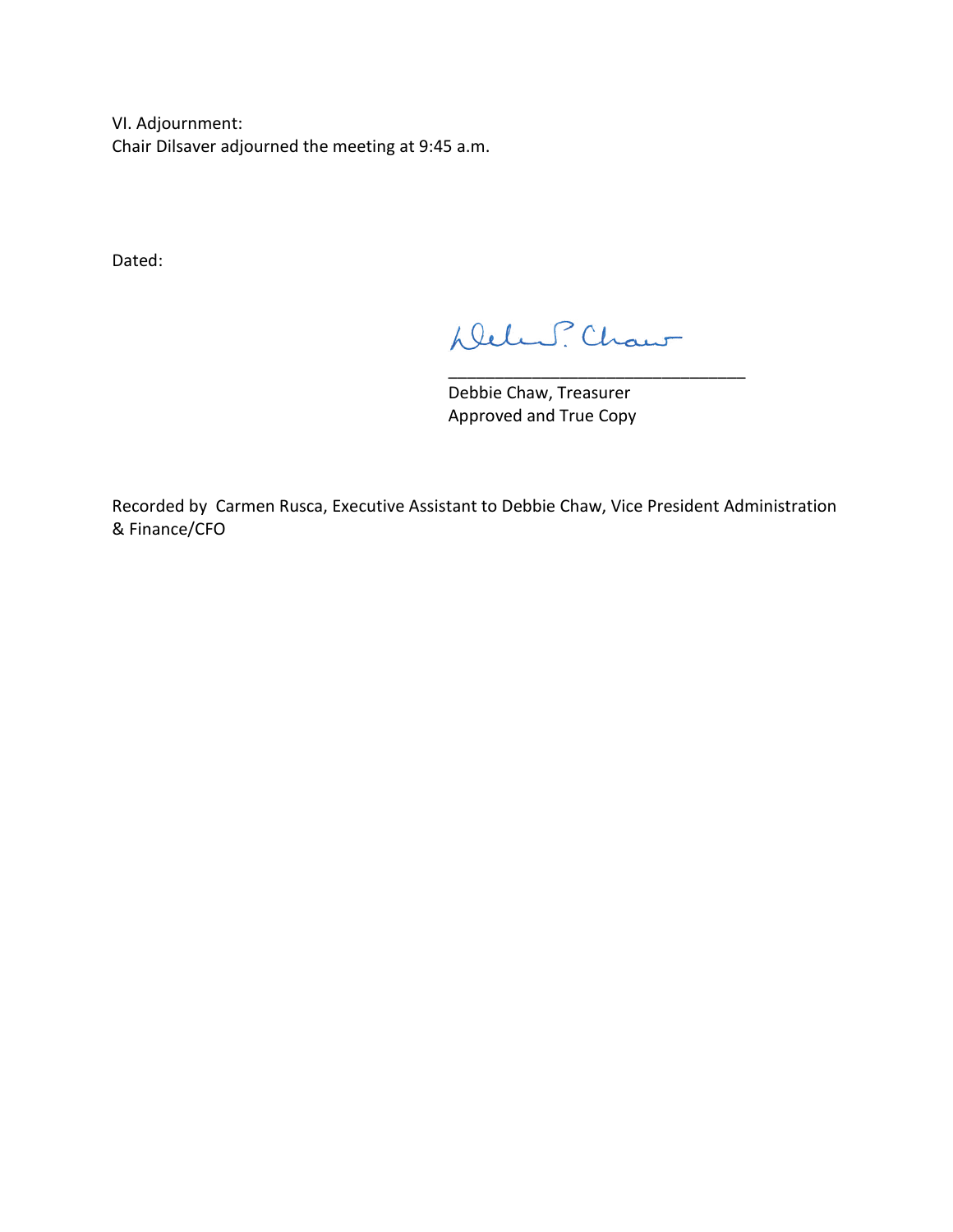VI. Adjournment:
Chair Dilsaver adjourned the meeting at 9:45 a.m.

Dated:

\_\_\_\_\_\_\_\_\_\_\_\_\_\_\_\_\_\_\_\_\_\_\_\_\_\_\_\_\_\_\_\_

Debbie Chaw, Treasurer
Approved and True Copy

Recorded by Carmen Rusca, Executive Assistant to Debbie Chaw, Vice President Administration & Finance/CFO